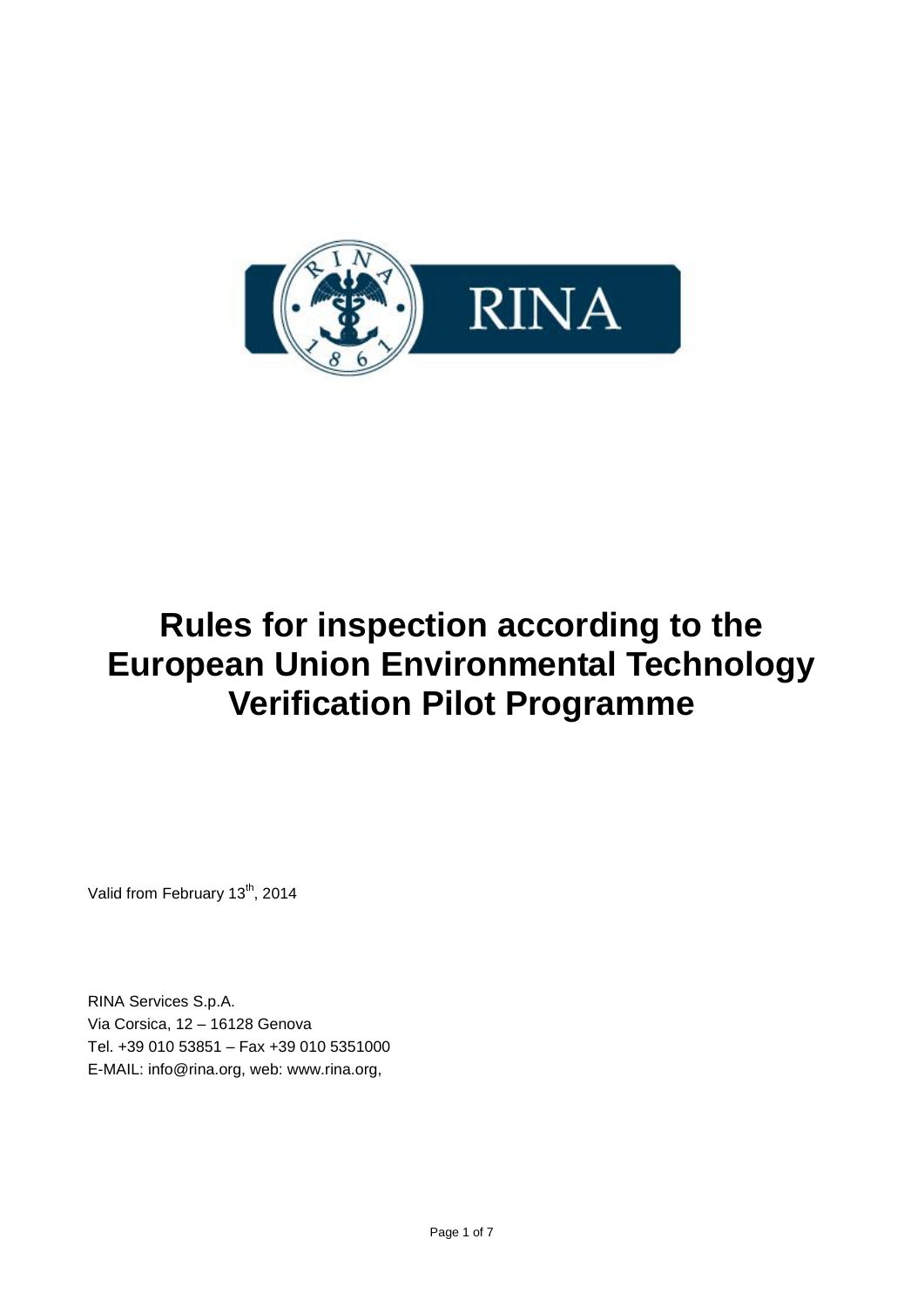# Rules for inspection according to the European Union Environmental Technology Verification Pilot Programme

Valid from February 13th, 2014

RINA Services S.p.A.
Via Corsica, 12 – 16128 Genova
Tel. +39 010 53851 – Fax +39 010 5351000
E-MAIL: info@rina.org, web: www.rina.org,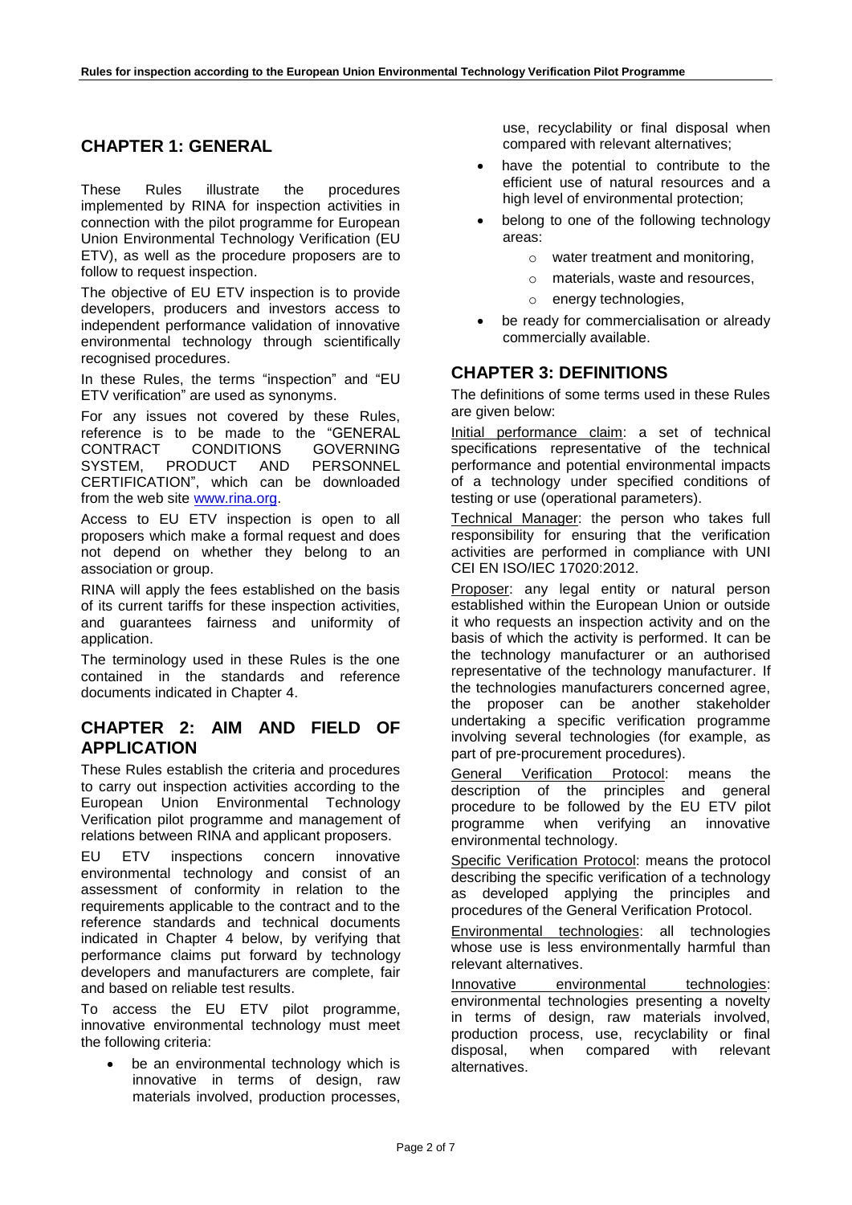## CHAPTER 1: GENERAL

These Rules illustrate the procedures implemented by RINA for inspection activities in connection with the pilot programme for European Union Environmental Technology Verification (EU ETV), as well as the procedure proposers are to follow to request inspection.

The objective of EU ETV inspection is to provide developers, producers and investors access to independent performance validation of innovative environmental technology through scientifically recognised procedures.

In these Rules, the terms "inspection" and "EU ETV verification" are used as synonyms.

For any issues not covered by these Rules, reference is to be made to the "GENERAL CONTRACT CONDITIONS GOVERNING SYSTEM, PRODUCT AND PERSONNEL CERTIFICATION", which can be downloaded from the web site www.rina.org.

Access to EU ETV inspection is open to all proposers which make a formal request and does not depend on whether they belong to an association or group.

RINA will apply the fees established on the basis of its current tariffs for these inspection activities, and guarantees fairness and uniformity of application.

The terminology used in these Rules is the one contained in the standards and reference documents indicated in Chapter 4.

## CHAPTER 2: AIM AND FIELD OF APPLICATION

These Rules establish the criteria and procedures to carry out inspection activities according to the European Union Environmental Technology Verification pilot programme and management of relations between RINA and applicant proposers.

EU ETV inspections concern innovative environmental technology and consist of an assessment of conformity in relation to the requirements applicable to the contract and to the reference standards and technical documents indicated in Chapter 4 below, by verifying that performance claims put forward by technology developers and manufacturers are complete, fair and based on reliable test results.

To access the EU ETV pilot programme, innovative environmental technology must meet the following criteria:

- be an environmental technology which is innovative in terms of design, raw materials involved, production processes, use, recyclability or final disposal when compared with relevant alternatives;
- have the potential to contribute to the efficient use of natural resources and a high level of environmental protection;
- belong to one of the following technology areas:
  - water treatment and monitoring,
  - materials, waste and resources,
  - energy technologies,
- be ready for commercialisation or already commercially available.

## CHAPTER 3: DEFINITIONS

The definitions of some terms used in these Rules are given below:

Initial performance claim: a set of technical specifications representative of the technical performance and potential environmental impacts of a technology under specified conditions of testing or use (operational parameters).

Technical Manager: the person who takes full responsibility for ensuring that the verification activities are performed in compliance with UNI CEI EN ISO/IEC 17020:2012.

Proposer: any legal entity or natural person established within the European Union or outside it who requests an inspection activity and on the basis of which the activity is performed. It can be the technology manufacturer or an authorised representative of the technology manufacturer. If the technologies manufacturers concerned agree, the proposer can be another stakeholder undertaking a specific verification programme involving several technologies (for example, as part of pre-procurement procedures).

General Verification Protocol: means the description of the principles and general procedure to be followed by the EU ETV pilot programme when verifying an innovative environmental technology.

Specific Verification Protocol: means the protocol describing the specific verification of a technology as developed applying the principles and procedures of the General Verification Protocol.

Environmental technologies: all technologies whose use is less environmentally harmful than relevant alternatives.

Innovative environmental technologies: environmental technologies presenting a novelty in terms of design, raw materials involved, production process, use, recyclability or final disposal, when compared with relevant alternatives.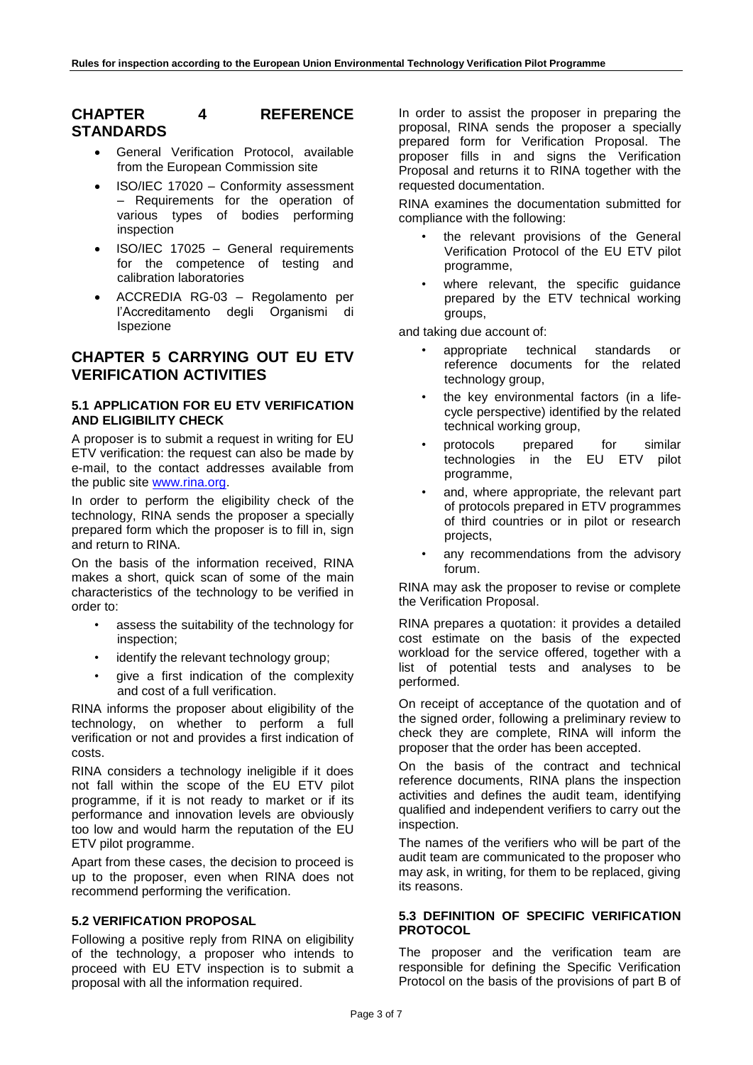## CHAPTER 4 REFERENCE STANDARDS

- General Verification Protocol, available from the European Commission site
- ISO/IEC 17020 – Conformity assessment – Requirements for the operation of various types of bodies performing inspection
- ISO/IEC 17025 – General requirements for the competence of testing and calibration laboratories
- ACCREDIA RG-03 – Regolamento per l'Accreditamento degli Organismi di Ispezione

## CHAPTER 5 CARRYING OUT EU ETV VERIFICATION ACTIVITIES

### 5.1 APPLICATION FOR EU ETV VERIFICATION AND ELIGIBILITY CHECK

A proposer is to submit a request in writing for EU ETV verification: the request can also be made by e-mail, to the contact addresses available from the public site www.rina.org.

In order to perform the eligibility check of the technology, RINA sends the proposer a specially prepared form which the proposer is to fill in, sign and return to RINA.

On the basis of the information received, RINA makes a short, quick scan of some of the main characteristics of the technology to be verified in order to:

- assess the suitability of the technology for inspection;
- identify the relevant technology group;
- give a first indication of the complexity and cost of a full verification.

RINA informs the proposer about eligibility of the technology, on whether to perform a full verification or not and provides a first indication of costs.

RINA considers a technology ineligible if it does not fall within the scope of the EU ETV pilot programme, if it is not ready to market or if its performance and innovation levels are obviously too low and would harm the reputation of the EU ETV pilot programme.

Apart from these cases, the decision to proceed is up to the proposer, even when RINA does not recommend performing the verification.

### 5.2 VERIFICATION PROPOSAL

Following a positive reply from RINA on eligibility of the technology, a proposer who intends to proceed with EU ETV inspection is to submit a proposal with all the information required.

In order to assist the proposer in preparing the proposal, RINA sends the proposer a specially prepared form for Verification Proposal. The proposer fills in and signs the Verification Proposal and returns it to RINA together with the requested documentation.

RINA examines the documentation submitted for compliance with the following:

- the relevant provisions of the General Verification Protocol of the EU ETV pilot programme,
- where relevant, the specific guidance prepared by the ETV technical working groups,

and taking due account of:

- appropriate technical standards or reference documents for the related technology group,
- the key environmental factors (in a life-cycle perspective) identified by the related technical working group,
- protocols prepared for similar technologies in the EU ETV pilot programme,
- and, where appropriate, the relevant part of protocols prepared in ETV programmes of third countries or in pilot or research projects,
- any recommendations from the advisory forum.

RINA may ask the proposer to revise or complete the Verification Proposal.

RINA prepares a quotation: it provides a detailed cost estimate on the basis of the expected workload for the service offered, together with a list of potential tests and analyses to be performed.

On receipt of acceptance of the quotation and of the signed order, following a preliminary review to check they are complete, RINA will inform the proposer that the order has been accepted.

On the basis of the contract and technical reference documents, RINA plans the inspection activities and defines the audit team, identifying qualified and independent verifiers to carry out the inspection.

The names of the verifiers who will be part of the audit team are communicated to the proposer who may ask, in writing, for them to be replaced, giving its reasons.

### 5.3 DEFINITION OF SPECIFIC VERIFICATION PROTOCOL

The proposer and the verification team are responsible for defining the Specific Verification Protocol on the basis of the provisions of part B of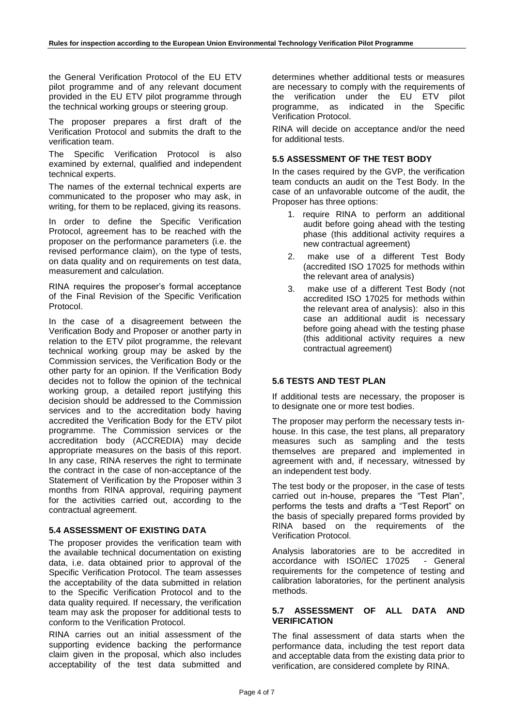the General Verification Protocol of the EU ETV pilot programme and of any relevant document provided in the EU ETV pilot programme through the technical working groups or steering group.

The proposer prepares a first draft of the Verification Protocol and submits the draft to the verification team.

The Specific Verification Protocol is also examined by external, qualified and independent technical experts.

The names of the external technical experts are communicated to the proposer who may ask, in writing, for them to be replaced, giving its reasons.

In order to define the Specific Verification Protocol, agreement has to be reached with the proposer on the performance parameters (i.e. the revised performance claim), on the type of tests, on data quality and on requirements on test data, measurement and calculation.

RINA requires the proposer's formal acceptance of the Final Revision of the Specific Verification Protocol.

In the case of a disagreement between the Verification Body and Proposer or another party in relation to the ETV pilot programme, the relevant technical working group may be asked by the Commission services, the Verification Body or the other party for an opinion. If the Verification Body decides not to follow the opinion of the technical working group, a detailed report justifying this decision should be addressed to the Commission services and to the accreditation body having accredited the Verification Body for the ETV pilot programme. The Commission services or the accreditation body (ACCREDIA) may decide appropriate measures on the basis of this report. In any case, RINA reserves the right to terminate the contract in the case of non-acceptance of the Statement of Verification by the Proposer within 3 months from RINA approval, requiring payment for the activities carried out, according to the contractual agreement.

### 5.4 ASSESSMENT OF EXISTING DATA

The proposer provides the verification team with the available technical documentation on existing data, i.e. data obtained prior to approval of the Specific Verification Protocol. The team assesses the acceptability of the data submitted in relation to the Specific Verification Protocol and to the data quality required. If necessary, the verification team may ask the proposer for additional tests to conform to the Verification Protocol.

RINA carries out an initial assessment of the supporting evidence backing the performance claim given in the proposal, which also includes acceptability of the test data submitted and determines whether additional tests or measures are necessary to comply with the requirements of the verification under the EU ETV pilot programme, as indicated in the Specific Verification Protocol.

RINA will decide on acceptance and/or the need for additional tests.

### 5.5 ASSESSMENT OF THE TEST BODY

In the cases required by the GVP, the verification team conducts an audit on the Test Body. In the case of an unfavorable outcome of the audit, the Proposer has three options:

1. require RINA to perform an additional audit before going ahead with the testing phase (this additional activity requires a new contractual agreement)
2. make use of a different Test Body (accredited ISO 17025 for methods within the relevant area of analysis)
3. make use of a different Test Body (not accredited ISO 17025 for methods within the relevant area of analysis): also in this case an additional audit is necessary before going ahead with the testing phase (this additional activity requires a new contractual agreement)

### 5.6 TESTS AND TEST PLAN

If additional tests are necessary, the proposer is to designate one or more test bodies.

The proposer may perform the necessary tests in-house. In this case, the test plans, all preparatory measures such as sampling and the tests themselves are prepared and implemented in agreement with and, if necessary, witnessed by an independent test body.

The test body or the proposer, in the case of tests carried out in-house, prepares the "Test Plan", performs the tests and drafts a "Test Report" on the basis of specially prepared forms provided by RINA based on the requirements of the Verification Protocol.

Analysis laboratories are to be accredited in accordance with ISO/IEC 17025 - General requirements for the competence of testing and calibration laboratories, for the pertinent analysis methods.

### 5.7 ASSESSMENT OF ALL DATA AND VERIFICATION

The final assessment of data starts when the performance data, including the test report data and acceptable data from the existing data prior to verification, are considered complete by RINA.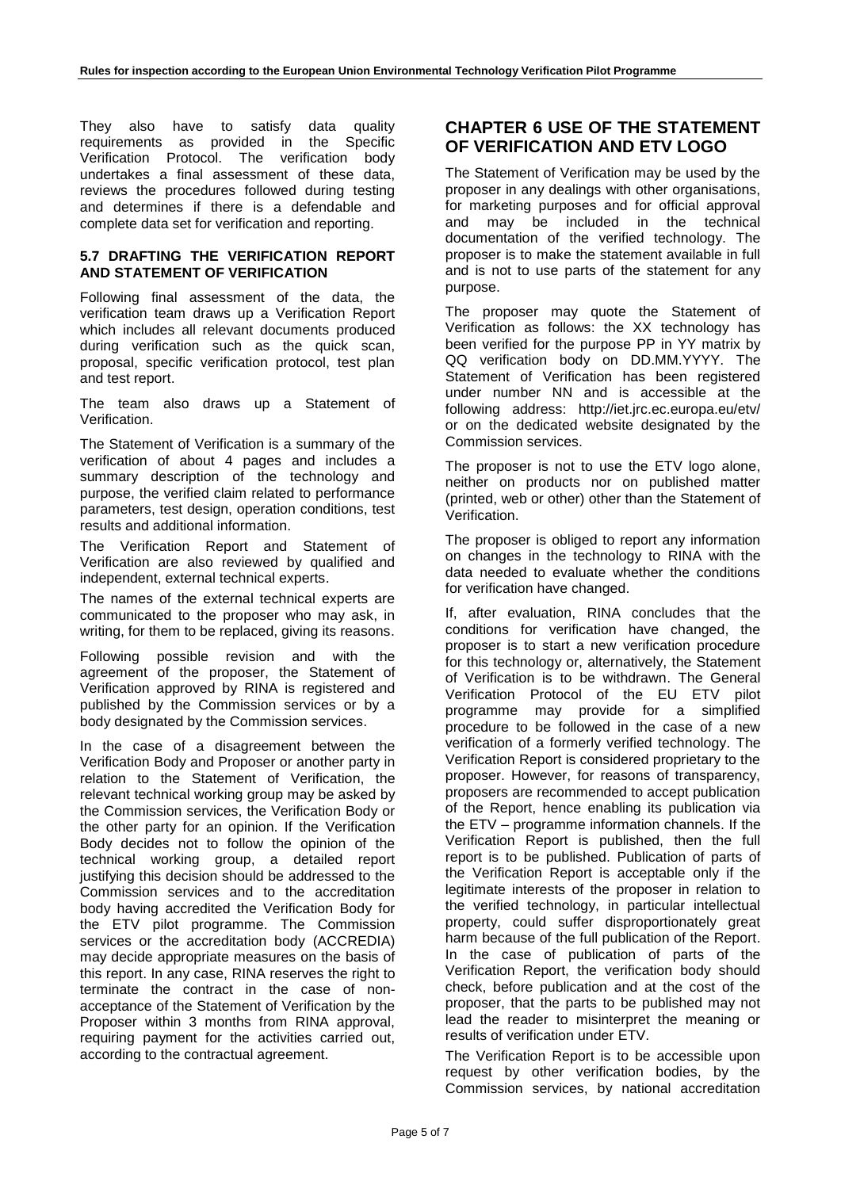They also have to satisfy data quality requirements as provided in the Specific Verification Protocol. The verification body undertakes a final assessment of these data, reviews the procedures followed during testing and determines if there is a defendable and complete data set for verification and reporting.

### 5.7 DRAFTING THE VERIFICATION REPORT AND STATEMENT OF VERIFICATION

Following final assessment of the data, the verification team draws up a Verification Report which includes all relevant documents produced during verification such as the quick scan, proposal, specific verification protocol, test plan and test report.

The team also draws up a Statement of Verification.

The Statement of Verification is a summary of the verification of about 4 pages and includes a summary description of the technology and purpose, the verified claim related to performance parameters, test design, operation conditions, test results and additional information.

The Verification Report and Statement of Verification are also reviewed by qualified and independent, external technical experts.

The names of the external technical experts are communicated to the proposer who may ask, in writing, for them to be replaced, giving its reasons.

Following possible revision and with the agreement of the proposer, the Statement of Verification approved by RINA is registered and published by the Commission services or by a body designated by the Commission services.

In the case of a disagreement between the Verification Body and Proposer or another party in relation to the Statement of Verification, the relevant technical working group may be asked by the Commission services, the Verification Body or the other party for an opinion. If the Verification Body decides not to follow the opinion of the technical working group, a detailed report justifying this decision should be addressed to the Commission services and to the accreditation body having accredited the Verification Body for the ETV pilot programme. The Commission services or the accreditation body (ACCREDIA) may decide appropriate measures on the basis of this report. In any case, RINA reserves the right to terminate the contract in the case of non-acceptance of the Statement of Verification by the Proposer within 3 months from RINA approval, requiring payment for the activities carried out, according to the contractual agreement.

## CHAPTER 6 USE OF THE STATEMENT OF VERIFICATION AND ETV LOGO

The Statement of Verification may be used by the proposer in any dealings with other organisations, for marketing purposes and for official approval and may be included in the technical documentation of the verified technology. The proposer is to make the statement available in full and is not to use parts of the statement for any purpose.

The proposer may quote the Statement of Verification as follows: the XX technology has been verified for the purpose PP in YY matrix by QQ verification body on DD.MM.YYYY. The Statement of Verification has been registered under number NN and is accessible at the following address: http://iet.jrc.ec.europa.eu/etv/ or on the dedicated website designated by the Commission services.

The proposer is not to use the ETV logo alone, neither on products nor on published matter (printed, web or other) other than the Statement of Verification.

The proposer is obliged to report any information on changes in the technology to RINA with the data needed to evaluate whether the conditions for verification have changed.

If, after evaluation, RINA concludes that the conditions for verification have changed, the proposer is to start a new verification procedure for this technology or, alternatively, the Statement of Verification is to be withdrawn. The General Verification Protocol of the EU ETV pilot programme may provide for a simplified procedure to be followed in the case of a new verification of a formerly verified technology. The Verification Report is considered proprietary to the proposer. However, for reasons of transparency, proposers are recommended to accept publication of the Report, hence enabling its publication via the ETV – programme information channels. If the Verification Report is published, then the full report is to be published. Publication of parts of the Verification Report is acceptable only if the legitimate interests of the proposer in relation to the verified technology, in particular intellectual property, could suffer disproportionately great harm because of the full publication of the Report. In the case of publication of parts of the Verification Report, the verification body should check, before publication and at the cost of the proposer, that the parts to be published may not lead the reader to misinterpret the meaning or results of verification under ETV.

The Verification Report is to be accessible upon request by other verification bodies, by the Commission services, by national accreditation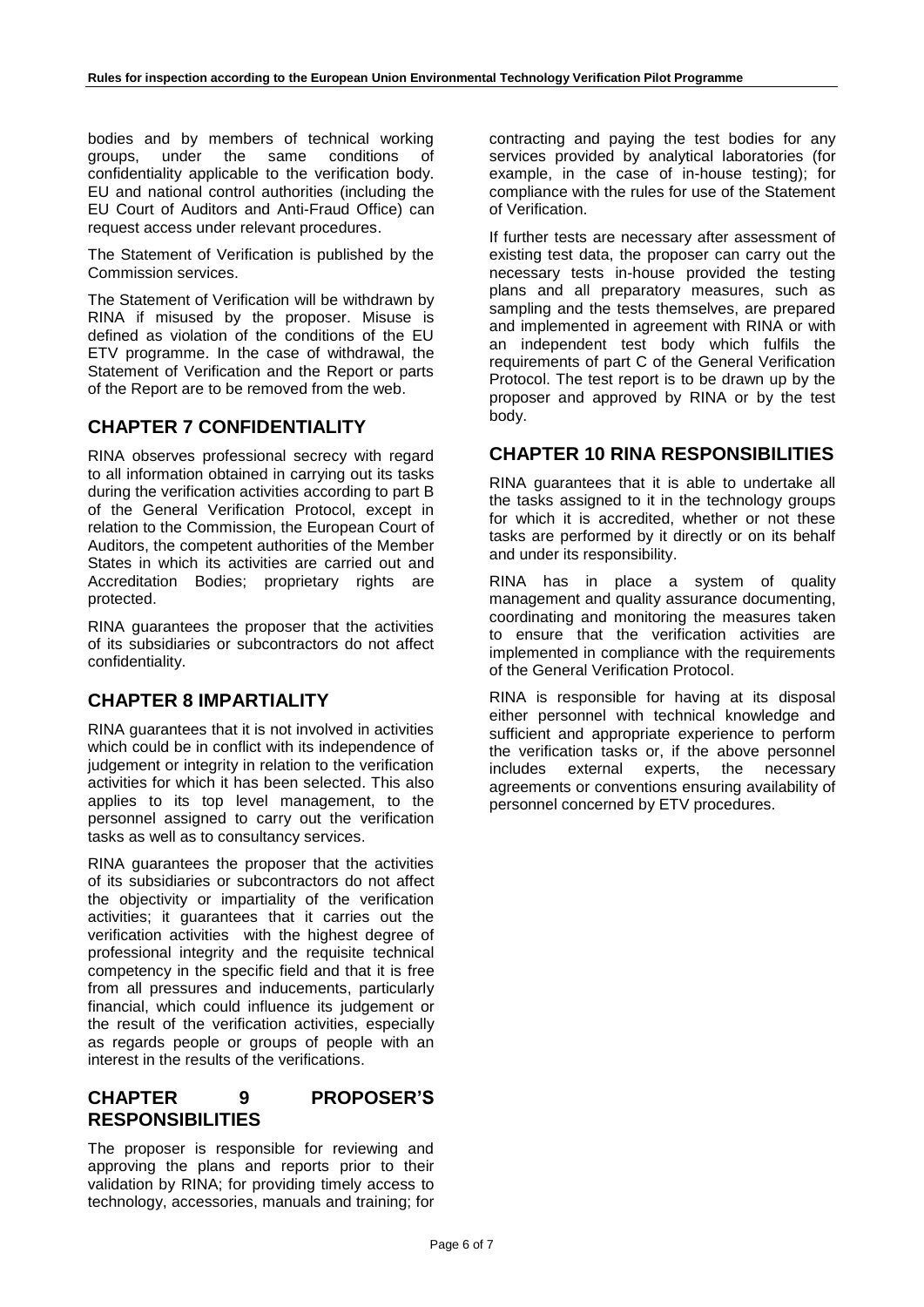bodies and by members of technical working groups, under the same conditions of confidentiality applicable to the verification body. EU and national control authorities (including the EU Court of Auditors and Anti-Fraud Office) can request access under relevant procedures.

The Statement of Verification is published by the Commission services.

The Statement of Verification will be withdrawn by RINA if misused by the proposer. Misuse is defined as violation of the conditions of the EU ETV programme. In the case of withdrawal, the Statement of Verification and the Report or parts of the Report are to be removed from the web.

## CHAPTER 7 CONFIDENTIALITY

RINA observes professional secrecy with regard to all information obtained in carrying out its tasks during the verification activities according to part B of the General Verification Protocol, except in relation to the Commission, the European Court of Auditors, the competent authorities of the Member States in which its activities are carried out and Accreditation Bodies; proprietary rights are protected.

RINA guarantees the proposer that the activities of its subsidiaries or subcontractors do not affect confidentiality.

## CHAPTER 8 IMPARTIALITY

RINA guarantees that it is not involved in activities which could be in conflict with its independence of judgement or integrity in relation to the verification activities for which it has been selected. This also applies to its top level management, to the personnel assigned to carry out the verification tasks as well as to consultancy services.

RINA guarantees the proposer that the activities of its subsidiaries or subcontractors do not affect the objectivity or impartiality of the verification activities; it guarantees that it carries out the verification activities with the highest degree of professional integrity and the requisite technical competency in the specific field and that it is free from all pressures and inducements, particularly financial, which could influence its judgement or the result of the verification activities, especially as regards people or groups of people with an interest in the results of the verifications.

## CHAPTER 9 PROPOSER'S RESPONSIBILITIES

The proposer is responsible for reviewing and approving the plans and reports prior to their validation by RINA; for providing timely access to technology, accessories, manuals and training; for contracting and paying the test bodies for any services provided by analytical laboratories (for example, in the case of in-house testing); for compliance with the rules for use of the Statement of Verification.

If further tests are necessary after assessment of existing test data, the proposer can carry out the necessary tests in-house provided the testing plans and all preparatory measures, such as sampling and the tests themselves, are prepared and implemented in agreement with RINA or with an independent test body which fulfils the requirements of part C of the General Verification Protocol. The test report is to be drawn up by the proposer and approved by RINA or by the test body.

## CHAPTER 10 RINA RESPONSIBILITIES

RINA guarantees that it is able to undertake all the tasks assigned to it in the technology groups for which it is accredited, whether or not these tasks are performed by it directly or on its behalf and under its responsibility.

RINA has in place a system of quality management and quality assurance documenting, coordinating and monitoring the measures taken to ensure that the verification activities are implemented in compliance with the requirements of the General Verification Protocol.

RINA is responsible for having at its disposal either personnel with technical knowledge and sufficient and appropriate experience to perform the verification tasks or, if the above personnel includes external experts, the necessary agreements or conventions ensuring availability of personnel concerned by ETV procedures.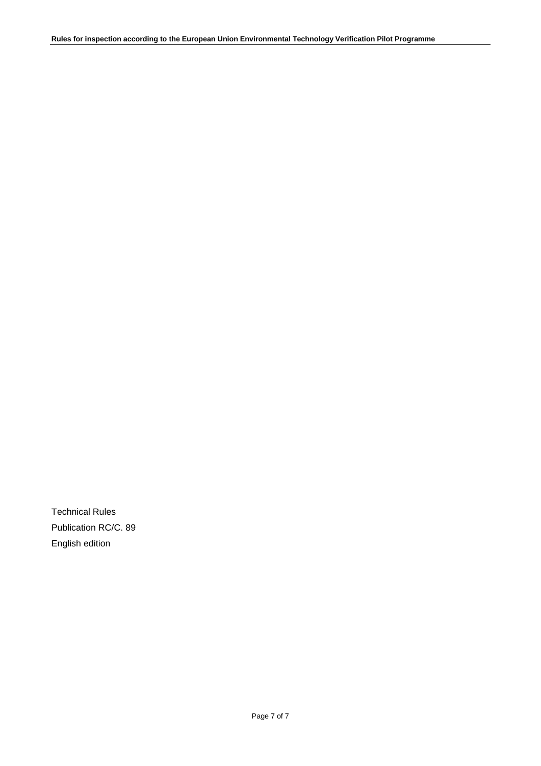Technical Rules

Publication RC/C. 89

English edition